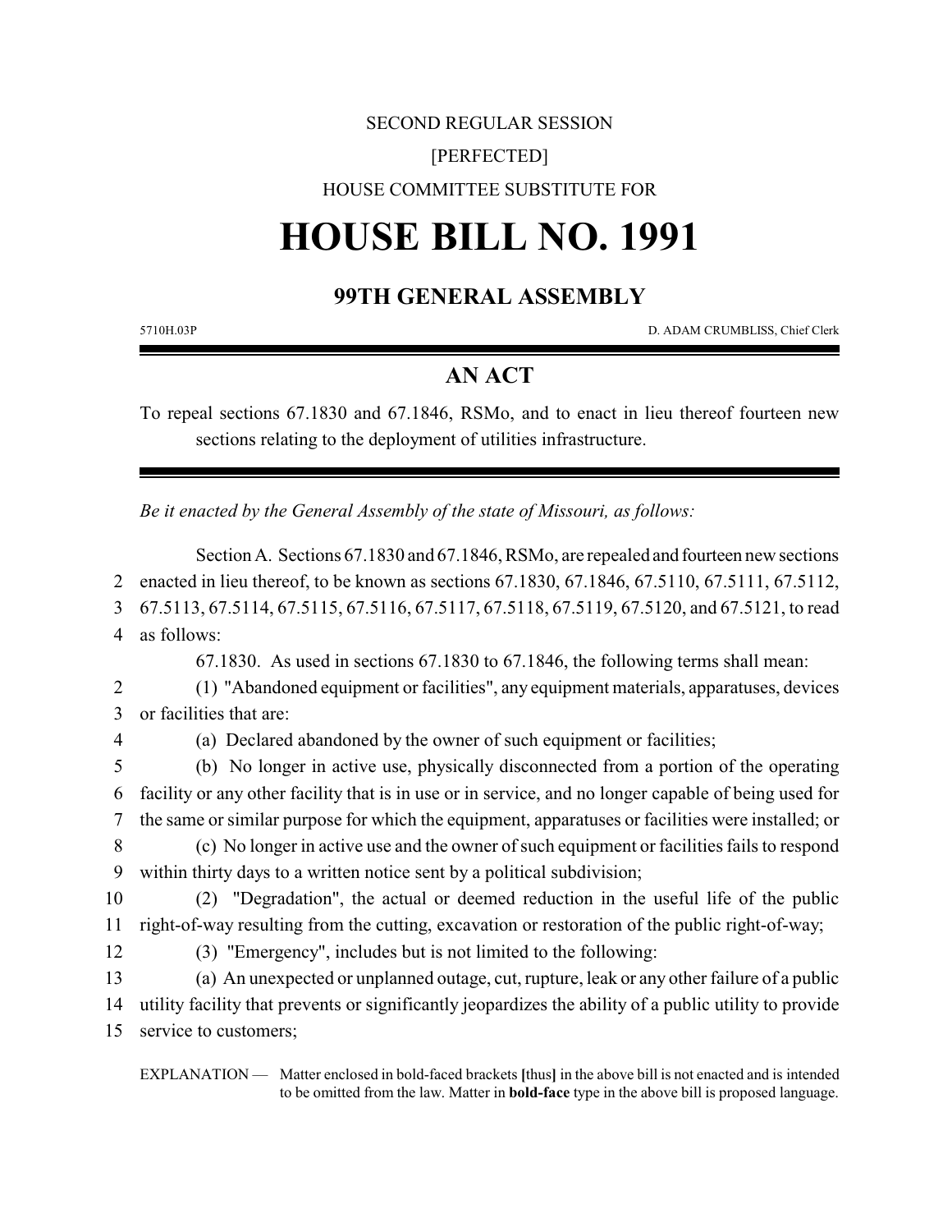SECOND REGULAR SESSION

[PERFECTED]

HOUSE COMMITTEE SUBSTITUTE FOR

# HOUSE BILL NO. 1991

## 99TH GENERAL ASSEMBLY

5710H.03P D. ADAM CRUMBLISS, Chief Clerk

## AN ACT

To repeal sections 67.1830 and 67.1846, RSMo, and to enact in lieu thereof fourteen new sections relating to the deployment of utilities infrastructure.

*Be it enacted by the General Assembly of the state of Missouri, as follows:*

Section A. Sections 67.1830 and 67.1846, RSMo, are repealed and fourteen new sections enacted in lieu thereof, to be known as sections 67.1830, 67.1846, 67.5110, 67.5111, 67.5112, 67.5113, 67.5114, 67.5115, 67.5116, 67.5117, 67.5118, 67.5119, 67.5120, and 67.5121, to read as follows:

67.1830. As used in sections 67.1830 to 67.1846, the following terms shall mean:

(1) "Abandoned equipment or facilities", any equipment materials, apparatuses, devices or facilities that are:

(a) Declared abandoned by the owner of such equipment or facilities;

(b) No longer in active use, physically disconnected from a portion of the operating facility or any other facility that is in use or in service, and no longer capable of being used for the same or similar purpose for which the equipment, apparatuses or facilities were installed; or

(c) No longer in active use and the owner of such equipment or facilities fails to respond within thirty days to a written notice sent by a political subdivision;

(2) "Degradation", the actual or deemed reduction in the useful life of the public right-of-way resulting from the cutting, excavation or restoration of the public right-of-way;

(3) "Emergency", includes but is not limited to the following:

(a) An unexpected or unplanned outage, cut, rupture, leak or any other failure of a public utility facility that prevents or significantly jeopardizes the ability of a public utility to provide service to customers;

EXPLANATION — Matter enclosed in bold-faced brackets **[**thus**]** in the above bill is not enacted and is intended to be omitted from the law. Matter in **bold-face** type in the above bill is proposed language.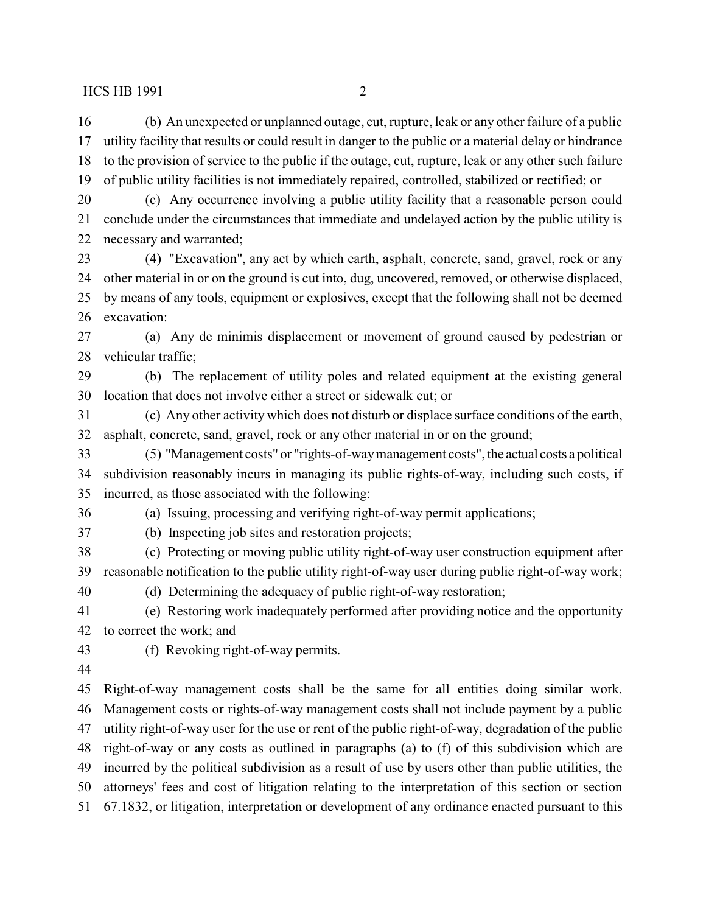(b) An unexpected or unplanned outage, cut, rupture, leak or any other failure of a public utility facility that results or could result in danger to the public or a material delay or hindrance to the provision of service to the public if the outage, cut, rupture, leak or any other such failure of public utility facilities is not immediately repaired, controlled, stabilized or rectified; or

(c) Any occurrence involving a public utility facility that a reasonable person could conclude under the circumstances that immediate and undelayed action by the public utility is necessary and warranted;

(4) "Excavation", any act by which earth, asphalt, concrete, sand, gravel, rock or any other material in or on the ground is cut into, dug, uncovered, removed, or otherwise displaced, by means of any tools, equipment or explosives, except that the following shall not be deemed excavation:

(a) Any de minimis displacement or movement of ground caused by pedestrian or vehicular traffic;

(b) The replacement of utility poles and related equipment at the existing general location that does not involve either a street or sidewalk cut; or

(c) Any other activity which does not disturb or displace surface conditions of the earth, asphalt, concrete, sand, gravel, rock or any other material in or on the ground;

(5) "Management costs" or "rights-of-way management costs", the actual costs a political subdivision reasonably incurs in managing its public rights-of-way, including such costs, if incurred, as those associated with the following:

(a) Issuing, processing and verifying right-of-way permit applications;

(b) Inspecting job sites and restoration projects;

(c) Protecting or moving public utility right-of-way user construction equipment after reasonable notification to the public utility right-of-way user during public right-of-way work;

(d) Determining the adequacy of public right-of-way restoration;

(e) Restoring work inadequately performed after providing notice and the opportunity to correct the work; and

(f) Revoking right-of-way permits.

Right-of-way management costs shall be the same for all entities doing similar work. Management costs or rights-of-way management costs shall not include payment by a public utility right-of-way user for the use or rent of the public right-of-way, degradation of the public right-of-way or any costs as outlined in paragraphs (a) to (f) of this subdivision which are incurred by the political subdivision as a result of use by users other than public utilities, the attorneys' fees and cost of litigation relating to the interpretation of this section or section 67.1832, or litigation, interpretation or development of any ordinance enacted pursuant to this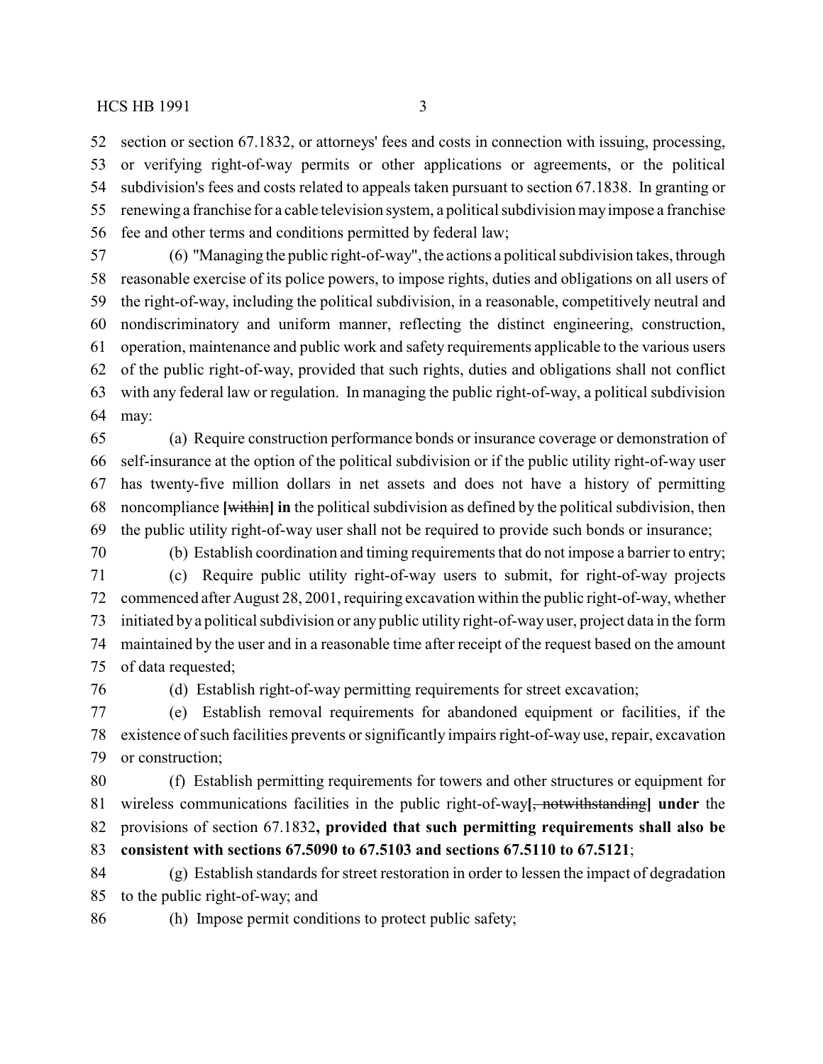section or section 67.1832, or attorneys' fees and costs in connection with issuing, processing, or verifying right-of-way permits or other applications or agreements, or the political subdivision's fees and costs related to appeals taken pursuant to section 67.1838. In granting or renewing a franchise for a cable television system, a political subdivision may impose a franchise fee and other terms and conditions permitted by federal law;

(6) "Managing the public right-of-way", the actions a political subdivision takes, through reasonable exercise of its police powers, to impose rights, duties and obligations on all users of the right-of-way, including the political subdivision, in a reasonable, competitively neutral and nondiscriminatory and uniform manner, reflecting the distinct engineering, construction, operation, maintenance and public work and safety requirements applicable to the various users of the public right-of-way, provided that such rights, duties and obligations shall not conflict with any federal law or regulation. In managing the public right-of-way, a political subdivision may:

(a) Require construction performance bonds or insurance coverage or demonstration of self-insurance at the option of the political subdivision or if the public utility right-of-way user has twenty-five million dollars in net assets and does not have a history of permitting noncompliance **[**~~within~~**] in** the political subdivision as defined by the political subdivision, then the public utility right-of-way user shall not be required to provide such bonds or insurance;

(b) Establish coordination and timing requirements that do not impose a barrier to entry;

(c) Require public utility right-of-way users to submit, for right-of-way projects commenced after August 28, 2001, requiring excavation within the public right-of-way, whether initiated by a political subdivision or any public utility right-of-way user, project data in the form maintained by the user and in a reasonable time after receipt of the request based on the amount of data requested;

(d) Establish right-of-way permitting requirements for street excavation;

(e) Establish removal requirements for abandoned equipment or facilities, if the existence of such facilities prevents or significantly impairs right-of-way use, repair, excavation or construction;

(f) Establish permitting requirements for towers and other structures or equipment for wireless communications facilities in the public right-of-way**[**~~, notwithstanding~~**] under** the provisions of section 67.1832**, provided that such permitting requirements shall also be consistent with sections 67.5090 to 67.5103 and sections 67.5110 to 67.5121**;

(g) Establish standards for street restoration in order to lessen the impact of degradation to the public right-of-way; and

(h) Impose permit conditions to protect public safety;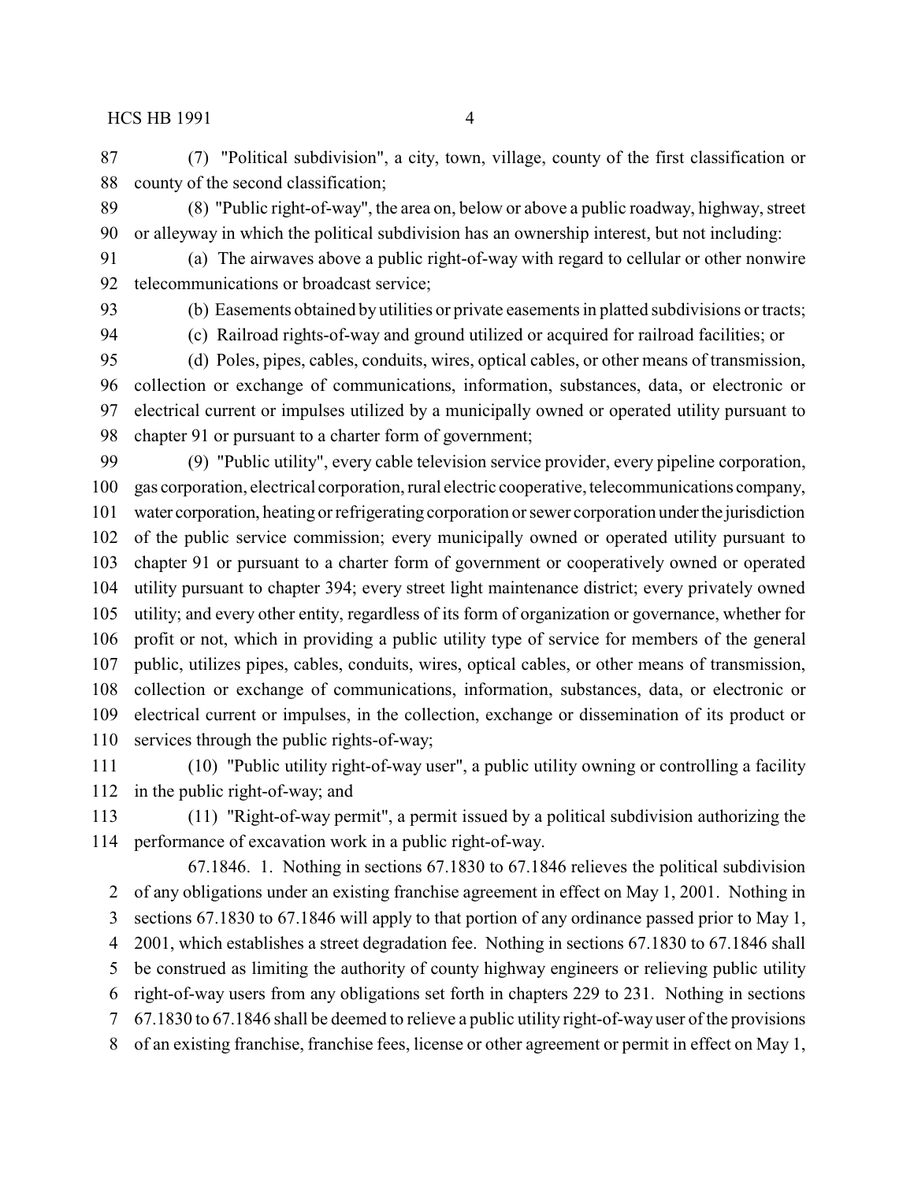(7) "Political subdivision", a city, town, village, county of the first classification or county of the second classification;

(8) "Public right-of-way", the area on, below or above a public roadway, highway, street or alleyway in which the political subdivision has an ownership interest, but not including:

(a) The airwaves above a public right-of-way with regard to cellular or other nonwire telecommunications or broadcast service;

(b) Easements obtained by utilities or private easements in platted subdivisions or tracts;

(c) Railroad rights-of-way and ground utilized or acquired for railroad facilities; or

(d) Poles, pipes, cables, conduits, wires, optical cables, or other means of transmission, collection or exchange of communications, information, substances, data, or electronic or electrical current or impulses utilized by a municipally owned or operated utility pursuant to chapter 91 or pursuant to a charter form of government;

(9) "Public utility", every cable television service provider, every pipeline corporation, gas corporation, electrical corporation, rural electric cooperative, telecommunications company, water corporation, heating or refrigerating corporation or sewer corporation under the jurisdiction of the public service commission; every municipally owned or operated utility pursuant to chapter 91 or pursuant to a charter form of government or cooperatively owned or operated utility pursuant to chapter 394; every street light maintenance district; every privately owned utility; and every other entity, regardless of its form of organization or governance, whether for profit or not, which in providing a public utility type of service for members of the general public, utilizes pipes, cables, conduits, wires, optical cables, or other means of transmission, collection or exchange of communications, information, substances, data, or electronic or electrical current or impulses, in the collection, exchange or dissemination of its product or services through the public rights-of-way;

(10) "Public utility right-of-way user", a public utility owning or controlling a facility in the public right-of-way; and

(11) "Right-of-way permit", a permit issued by a political subdivision authorizing the performance of excavation work in a public right-of-way.

67.1846. 1. Nothing in sections 67.1830 to 67.1846 relieves the political subdivision of any obligations under an existing franchise agreement in effect on May 1, 2001. Nothing in sections 67.1830 to 67.1846 will apply to that portion of any ordinance passed prior to May 1, 2001, which establishes a street degradation fee. Nothing in sections 67.1830 to 67.1846 shall be construed as limiting the authority of county highway engineers or relieving public utility right-of-way users from any obligations set forth in chapters 229 to 231. Nothing in sections 67.1830 to 67.1846 shall be deemed to relieve a public utility right-of-way user of the provisions of an existing franchise, franchise fees, license or other agreement or permit in effect on May 1,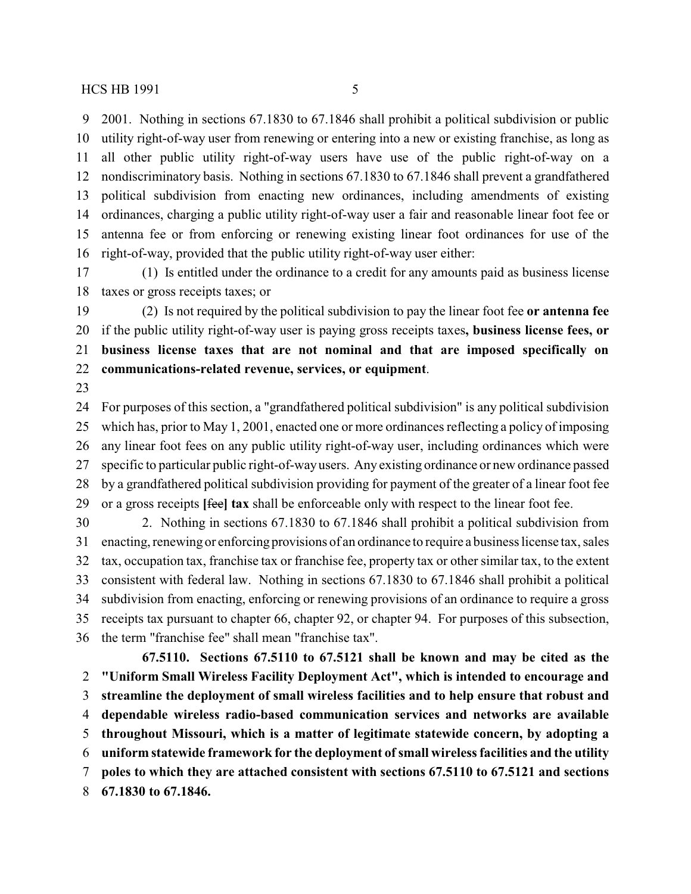2001. Nothing in sections 67.1830 to 67.1846 shall prohibit a political subdivision or public utility right-of-way user from renewing or entering into a new or existing franchise, as long as all other public utility right-of-way users have use of the public right-of-way on a nondiscriminatory basis. Nothing in sections 67.1830 to 67.1846 shall prevent a grandfathered political subdivision from enacting new ordinances, including amendments of existing ordinances, charging a public utility right-of-way user a fair and reasonable linear foot fee or antenna fee or from enforcing or renewing existing linear foot ordinances for use of the right-of-way, provided that the public utility right-of-way user either:

(1) Is entitled under the ordinance to a credit for any amounts paid as business license taxes or gross receipts taxes; or

(2) Is not required by the political subdivision to pay the linear foot fee **or antenna fee** if the public utility right-of-way user is paying gross receipts taxes**, business license fees, or business license taxes that are not nominal and that are imposed specifically on communications-related revenue, services, or equipment**.

For purposes of this section, a "grandfathered political subdivision" is any political subdivision which has, prior to May 1, 2001, enacted one or more ordinances reflecting a policy of imposing any linear foot fees on any public utility right-of-way user, including ordinances which were specific to particular public right-of-way users. Any existing ordinance or new ordinance passed by a grandfathered political subdivision providing for payment of the greater of a linear foot fee or a gross receipts **[**~~fee~~**] tax** shall be enforceable only with respect to the linear foot fee.

2. Nothing in sections 67.1830 to 67.1846 shall prohibit a political subdivision from enacting, renewing or enforcing provisions of an ordinance to require a business license tax, sales tax, occupation tax, franchise tax or franchise fee, property tax or other similar tax, to the extent consistent with federal law. Nothing in sections 67.1830 to 67.1846 shall prohibit a political subdivision from enacting, enforcing or renewing provisions of an ordinance to require a gross receipts tax pursuant to chapter 66, chapter 92, or chapter 94. For purposes of this subsection, the term "franchise fee" shall mean "franchise tax".

**67.5110. Sections 67.5110 to 67.5121 shall be known and may be cited as the "Uniform Small Wireless Facility Deployment Act", which is intended to encourage and streamline the deployment of small wireless facilities and to help ensure that robust and dependable wireless radio-based communication services and networks are available throughout Missouri, which is a matter of legitimate statewide concern, by adopting a uniform statewide framework for the deployment of small wireless facilities and the utility poles to which they are attached consistent with sections 67.5110 to 67.5121 and sections 67.1830 to 67.1846.**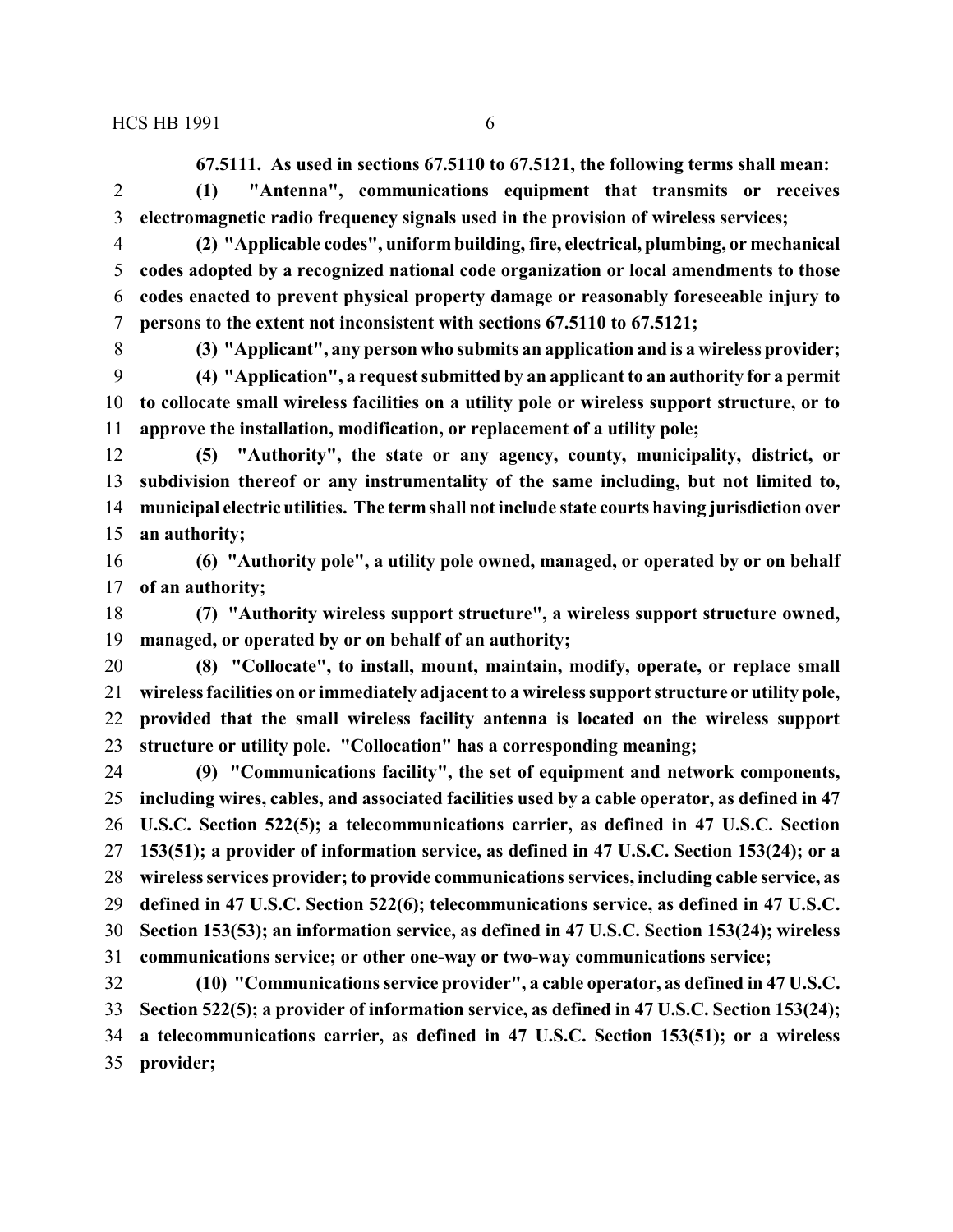**67.5111. As used in sections 67.5110 to 67.5121, the following terms shall mean:**

**(1) "Antenna", communications equipment that transmits or receives electromagnetic radio frequency signals used in the provision of wireless services;**

**(2) "Applicable codes", uniform building, fire, electrical, plumbing, or mechanical codes adopted by a recognized national code organization or local amendments to those codes enacted to prevent physical property damage or reasonably foreseeable injury to persons to the extent not inconsistent with sections 67.5110 to 67.5121;**

**(3) "Applicant", any person who submits an application and is a wireless provider;**

**(4) "Application", a request submitted by an applicant to an authority for a permit to collocate small wireless facilities on a utility pole or wireless support structure, or to approve the installation, modification, or replacement of a utility pole;**

**(5) "Authority", the state or any agency, county, municipality, district, or subdivision thereof or any instrumentality of the same including, but not limited to, municipal electric utilities. The term shall not include state courts having jurisdiction over an authority;**

**(6) "Authority pole", a utility pole owned, managed, or operated by or on behalf of an authority;**

**(7) "Authority wireless support structure", a wireless support structure owned, managed, or operated by or on behalf of an authority;**

**(8) "Collocate", to install, mount, maintain, modify, operate, or replace small wireless facilities on or immediately adjacent to a wireless support structure or utility pole, provided that the small wireless facility antenna is located on the wireless support structure or utility pole. "Collocation" has a corresponding meaning;**

**(9) "Communications facility", the set of equipment and network components, including wires, cables, and associated facilities used by a cable operator, as defined in 47 U.S.C. Section 522(5); a telecommunications carrier, as defined in 47 U.S.C. Section 153(51); a provider of information service, as defined in 47 U.S.C. Section 153(24); or a wireless services provider; to provide communications services, including cable service, as defined in 47 U.S.C. Section 522(6); telecommunications service, as defined in 47 U.S.C. Section 153(53); an information service, as defined in 47 U.S.C. Section 153(24); wireless communications service; or other one-way or two-way communications service;**

**(10) "Communications service provider", a cable operator, as defined in 47 U.S.C. Section 522(5); a provider of information service, as defined in 47 U.S.C. Section 153(24); a telecommunications carrier, as defined in 47 U.S.C. Section 153(51); or a wireless provider;**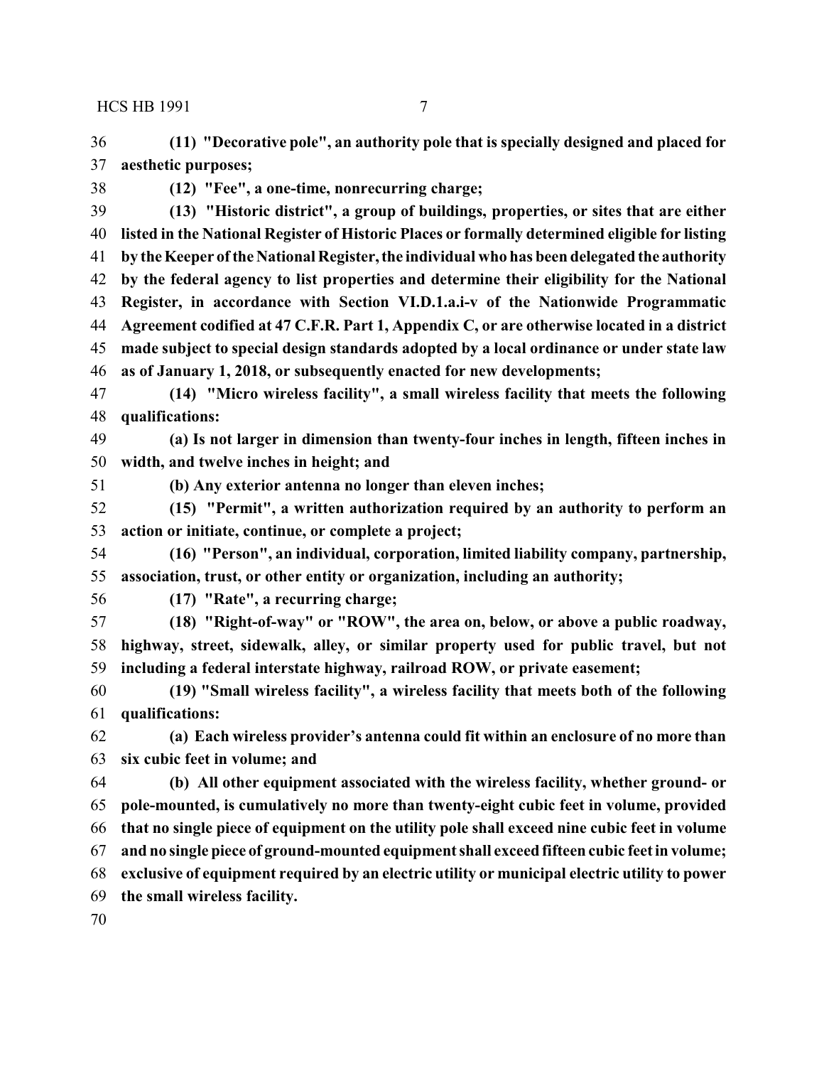**(11) "Decorative pole", an authority pole that is specially designed and placed for aesthetic purposes;**

**(12) "Fee", a one-time, nonrecurring charge;**

**(13) "Historic district", a group of buildings, properties, or sites that are either listed in the National Register of Historic Places or formally determined eligible for listing by the Keeper of the National Register, the individual who has been delegated the authority by the federal agency to list properties and determine their eligibility for the National Register, in accordance with Section VI.D.1.a.i-v of the Nationwide Programmatic Agreement codified at 47 C.F.R. Part 1, Appendix C, or are otherwise located in a district made subject to special design standards adopted by a local ordinance or under state law as of January 1, 2018, or subsequently enacted for new developments;**

**(14) "Micro wireless facility", a small wireless facility that meets the following qualifications:**

**(a) Is not larger in dimension than twenty-four inches in length, fifteen inches in width, and twelve inches in height; and**

**(b) Any exterior antenna no longer than eleven inches;**

**(15) "Permit", a written authorization required by an authority to perform an action or initiate, continue, or complete a project;**

**(16) "Person", an individual, corporation, limited liability company, partnership, association, trust, or other entity or organization, including an authority;**

**(17) "Rate", a recurring charge;**

**(18) "Right-of-way" or "ROW", the area on, below, or above a public roadway, highway, street, sidewalk, alley, or similar property used for public travel, but not including a federal interstate highway, railroad ROW, or private easement;**

**(19) "Small wireless facility", a wireless facility that meets both of the following qualifications:**

**(a) Each wireless provider's antenna could fit within an enclosure of no more than six cubic feet in volume; and**

**(b) All other equipment associated with the wireless facility, whether ground- or pole-mounted, is cumulatively no more than twenty-eight cubic feet in volume, provided that no single piece of equipment on the utility pole shall exceed nine cubic feet in volume and no single piece of ground-mounted equipment shall exceed fifteen cubic feet in volume; exclusive of equipment required by an electric utility or municipal electric utility to power the small wireless facility.**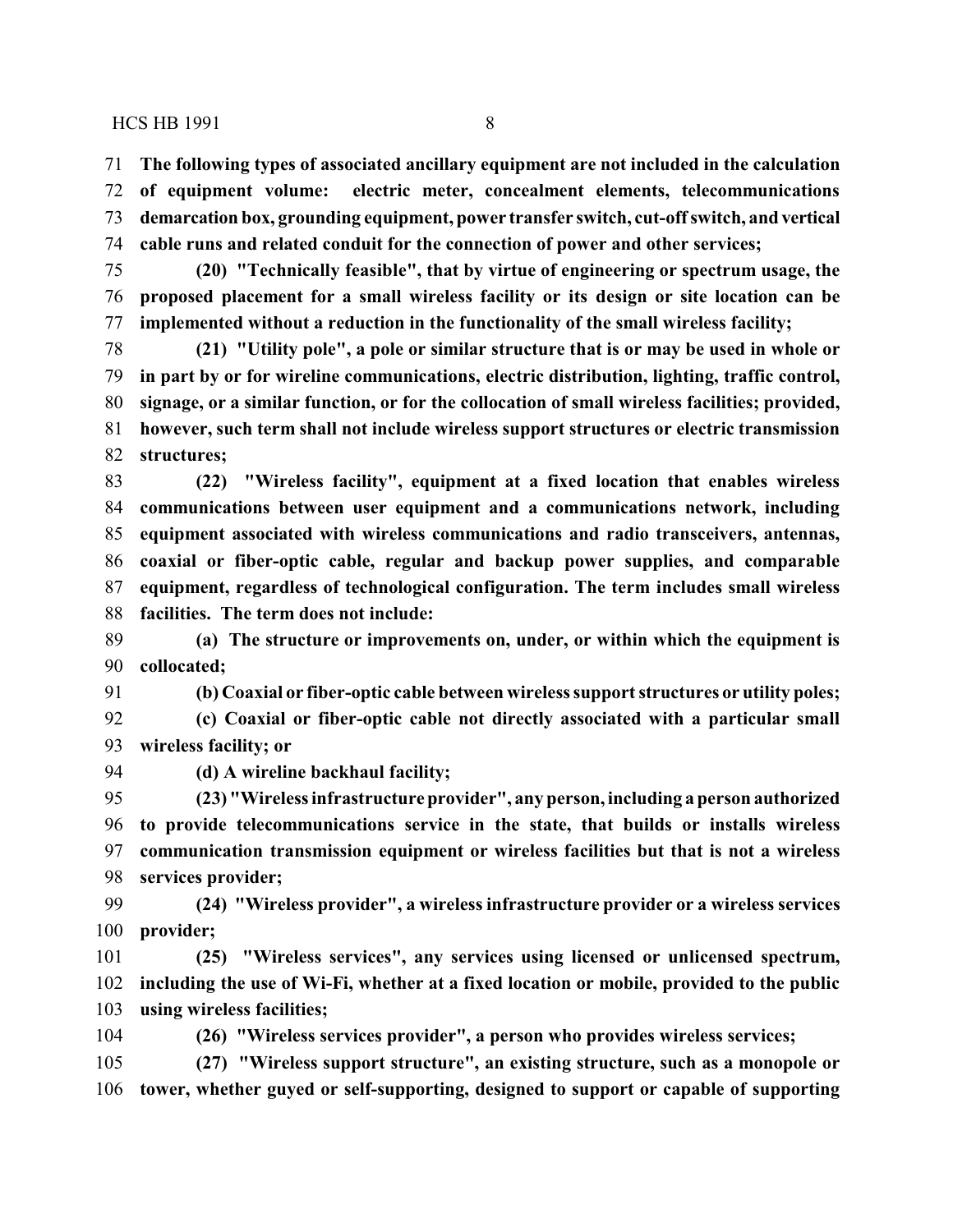**The following types of associated ancillary equipment are not included in the calculation of equipment volume: electric meter, concealment elements, telecommunications demarcation box, grounding equipment, power transfer switch, cut-off switch, and vertical cable runs and related conduit for the connection of power and other services;**

**(20) "Technically feasible", that by virtue of engineering or spectrum usage, the proposed placement for a small wireless facility or its design or site location can be implemented without a reduction in the functionality of the small wireless facility;**

**(21) "Utility pole", a pole or similar structure that is or may be used in whole or in part by or for wireline communications, electric distribution, lighting, traffic control, signage, or a similar function, or for the collocation of small wireless facilities; provided, however, such term shall not include wireless support structures or electric transmission structures;**

**(22) "Wireless facility", equipment at a fixed location that enables wireless communications between user equipment and a communications network, including equipment associated with wireless communications and radio transceivers, antennas, coaxial or fiber-optic cable, regular and backup power supplies, and comparable equipment, regardless of technological configuration. The term includes small wireless facilities. The term does not include:**

**(a) The structure or improvements on, under, or within which the equipment is collocated;**

**(b) Coaxial or fiber-optic cable between wireless support structures or utility poles;**

**(c) Coaxial or fiber-optic cable not directly associated with a particular small wireless facility; or**

**(d) A wireline backhaul facility;**

**(23) "Wireless infrastructure provider", any person, including a person authorized to provide telecommunications service in the state, that builds or installs wireless communication transmission equipment or wireless facilities but that is not a wireless services provider;**

**(24) "Wireless provider", a wireless infrastructure provider or a wireless services provider;**

**(25) "Wireless services", any services using licensed or unlicensed spectrum, including the use of Wi-Fi, whether at a fixed location or mobile, provided to the public using wireless facilities;**

**(26) "Wireless services provider", a person who provides wireless services;**

**(27) "Wireless support structure", an existing structure, such as a monopole or tower, whether guyed or self-supporting, designed to support or capable of supporting**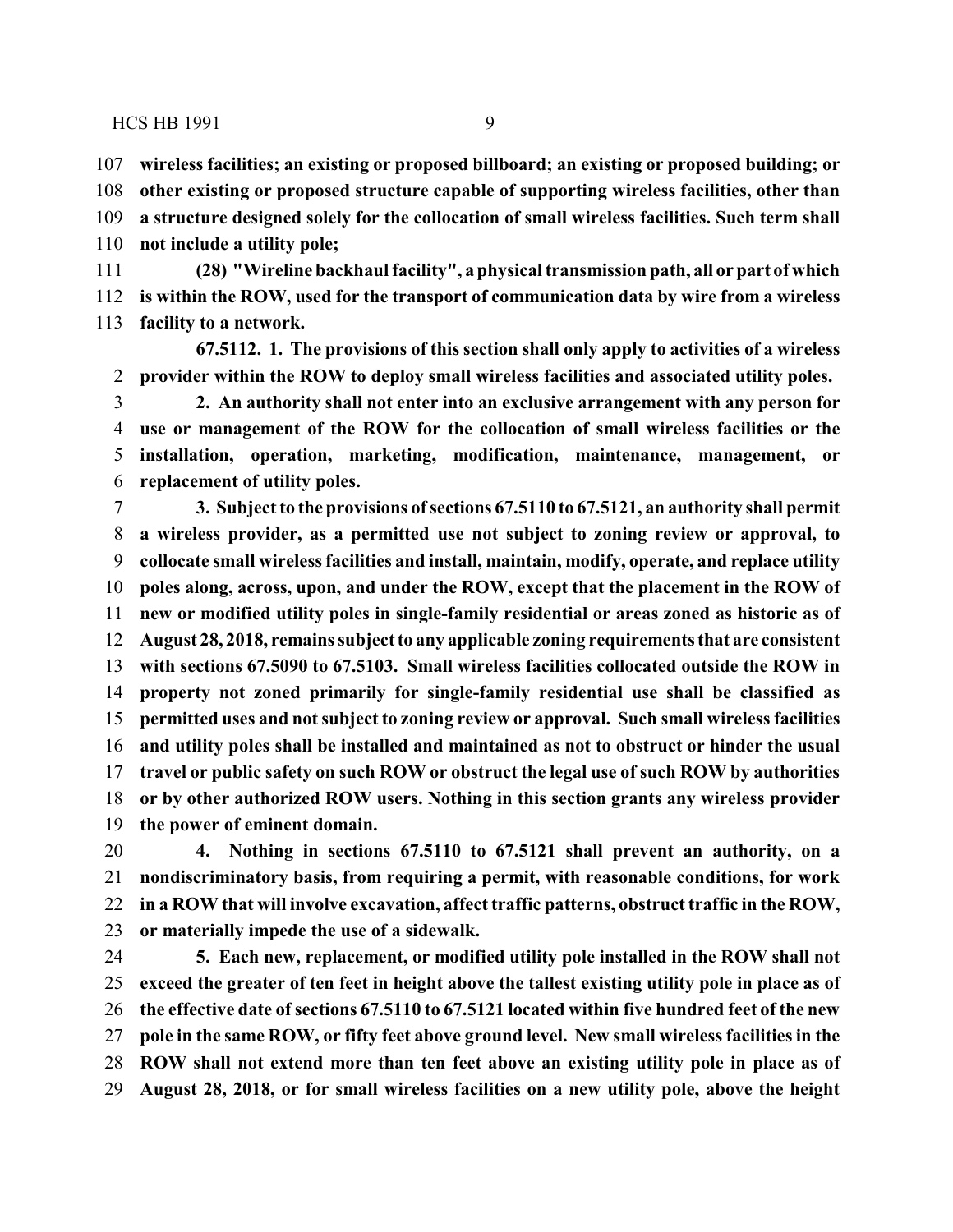**wireless facilities; an existing or proposed billboard; an existing or proposed building; or other existing or proposed structure capable of supporting wireless facilities, other than a structure designed solely for the collocation of small wireless facilities. Such term shall not include a utility pole;**

**(28) "Wireline backhaul facility", a physical transmission path, all or part of which is within the ROW, used for the transport of communication data by wire from a wireless facility to a network.**

**67.5112. 1. The provisions of this section shall only apply to activities of a wireless provider within the ROW to deploy small wireless facilities and associated utility poles.**

**2. An authority shall not enter into an exclusive arrangement with any person for use or management of the ROW for the collocation of small wireless facilities or the installation, operation, marketing, modification, maintenance, management, or replacement of utility poles.**

**3. Subject to the provisions of sections 67.5110 to 67.5121, an authority shall permit a wireless provider, as a permitted use not subject to zoning review or approval, to collocate small wireless facilities and install, maintain, modify, operate, and replace utility poles along, across, upon, and under the ROW, except that the placement in the ROW of new or modified utility poles in single-family residential or areas zoned as historic as of August 28, 2018, remains subject to any applicable zoning requirements that are consistent with sections 67.5090 to 67.5103. Small wireless facilities collocated outside the ROW in property not zoned primarily for single-family residential use shall be classified as permitted uses and not subject to zoning review or approval. Such small wireless facilities and utility poles shall be installed and maintained as not to obstruct or hinder the usual travel or public safety on such ROW or obstruct the legal use of such ROW by authorities or by other authorized ROW users. Nothing in this section grants any wireless provider the power of eminent domain.**

**4. Nothing in sections 67.5110 to 67.5121 shall prevent an authority, on a nondiscriminatory basis, from requiring a permit, with reasonable conditions, for work in a ROW that will involve excavation, affect traffic patterns, obstruct traffic in the ROW, or materially impede the use of a sidewalk.**

**5. Each new, replacement, or modified utility pole installed in the ROW shall not exceed the greater of ten feet in height above the tallest existing utility pole in place as of the effective date of sections 67.5110 to 67.5121 located within five hundred feet of the new pole in the same ROW, or fifty feet above ground level. New small wireless facilities in the ROW shall not extend more than ten feet above an existing utility pole in place as of August 28, 2018, or for small wireless facilities on a new utility pole, above the height**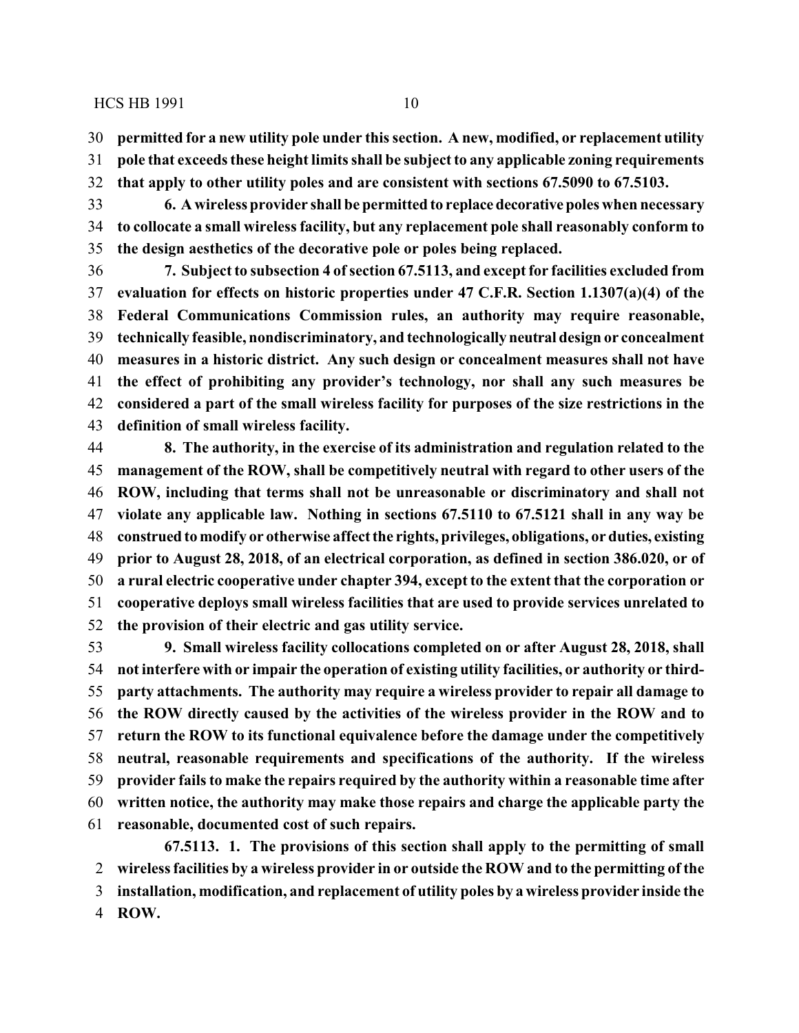**permitted for a new utility pole under this section. A new, modified, or replacement utility pole that exceeds these height limits shall be subject to any applicable zoning requirements that apply to other utility poles and are consistent with sections 67.5090 to 67.5103.**

**6. A wireless provider shall be permitted to replace decorative poles when necessary to collocate a small wireless facility, but any replacement pole shall reasonably conform to the design aesthetics of the decorative pole or poles being replaced.**

**7. Subject to subsection 4 of section 67.5113, and except for facilities excluded from evaluation for effects on historic properties under 47 C.F.R. Section 1.1307(a)(4) of the Federal Communications Commission rules, an authority may require reasonable, technically feasible, nondiscriminatory, and technologically neutral design or concealment measures in a historic district. Any such design or concealment measures shall not have the effect of prohibiting any provider's technology, nor shall any such measures be considered a part of the small wireless facility for purposes of the size restrictions in the definition of small wireless facility.**

**8. The authority, in the exercise of its administration and regulation related to the management of the ROW, shall be competitively neutral with regard to other users of the ROW, including that terms shall not be unreasonable or discriminatory and shall not violate any applicable law. Nothing in sections 67.5110 to 67.5121 shall in any way be construed to modify or otherwise affect the rights, privileges, obligations, or duties, existing prior to August 28, 2018, of an electrical corporation, as defined in section 386.020, or of a rural electric cooperative under chapter 394, except to the extent that the corporation or cooperative deploys small wireless facilities that are used to provide services unrelated to the provision of their electric and gas utility service.**

**9. Small wireless facility collocations completed on or after August 28, 2018, shall not interfere with or impair the operation of existing utility facilities, or authority or third-party attachments. The authority may require a wireless provider to repair all damage to the ROW directly caused by the activities of the wireless provider in the ROW and to return the ROW to its functional equivalence before the damage under the competitively neutral, reasonable requirements and specifications of the authority. If the wireless provider fails to make the repairs required by the authority within a reasonable time after written notice, the authority may make those repairs and charge the applicable party the reasonable, documented cost of such repairs.**

**67.5113. 1. The provisions of this section shall apply to the permitting of small wireless facilities by a wireless provider in or outside the ROW and to the permitting of the installation, modification, and replacement of utility poles by a wireless provider inside the ROW.**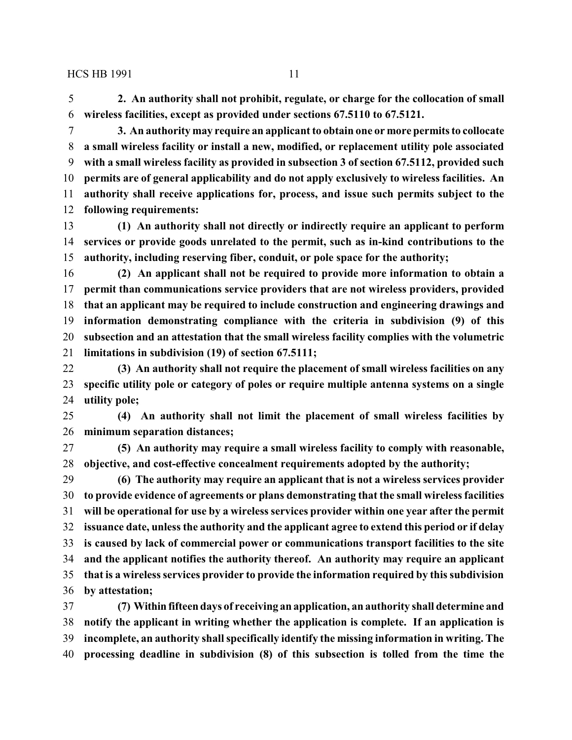**2. An authority shall not prohibit, regulate, or charge for the collocation of small wireless facilities, except as provided under sections 67.5110 to 67.5121.**

**3. An authority may require an applicant to obtain one or more permits to collocate a small wireless facility or install a new, modified, or replacement utility pole associated with a small wireless facility as provided in subsection 3 of section 67.5112, provided such permits are of general applicability and do not apply exclusively to wireless facilities. An authority shall receive applications for, process, and issue such permits subject to the following requirements:**

**(1) An authority shall not directly or indirectly require an applicant to perform services or provide goods unrelated to the permit, such as in-kind contributions to the authority, including reserving fiber, conduit, or pole space for the authority;**

**(2) An applicant shall not be required to provide more information to obtain a permit than communications service providers that are not wireless providers, provided that an applicant may be required to include construction and engineering drawings and information demonstrating compliance with the criteria in subdivision (9) of this subsection and an attestation that the small wireless facility complies with the volumetric limitations in subdivision (19) of section 67.5111;**

**(3) An authority shall not require the placement of small wireless facilities on any specific utility pole or category of poles or require multiple antenna systems on a single utility pole;**

**(4) An authority shall not limit the placement of small wireless facilities by minimum separation distances;**

**(5) An authority may require a small wireless facility to comply with reasonable, objective, and cost-effective concealment requirements adopted by the authority;**

**(6) The authority may require an applicant that is not a wireless services provider to provide evidence of agreements or plans demonstrating that the small wireless facilities will be operational for use by a wireless services provider within one year after the permit issuance date, unless the authority and the applicant agree to extend this period or if delay is caused by lack of commercial power or communications transport facilities to the site and the applicant notifies the authority thereof. An authority may require an applicant that is a wireless services provider to provide the information required by this subdivision by attestation;**

**(7) Within fifteen days of receiving an application, an authority shall determine and notify the applicant in writing whether the application is complete. If an application is incomplete, an authority shall specifically identify the missing information in writing. The processing deadline in subdivision (8) of this subsection is tolled from the time the**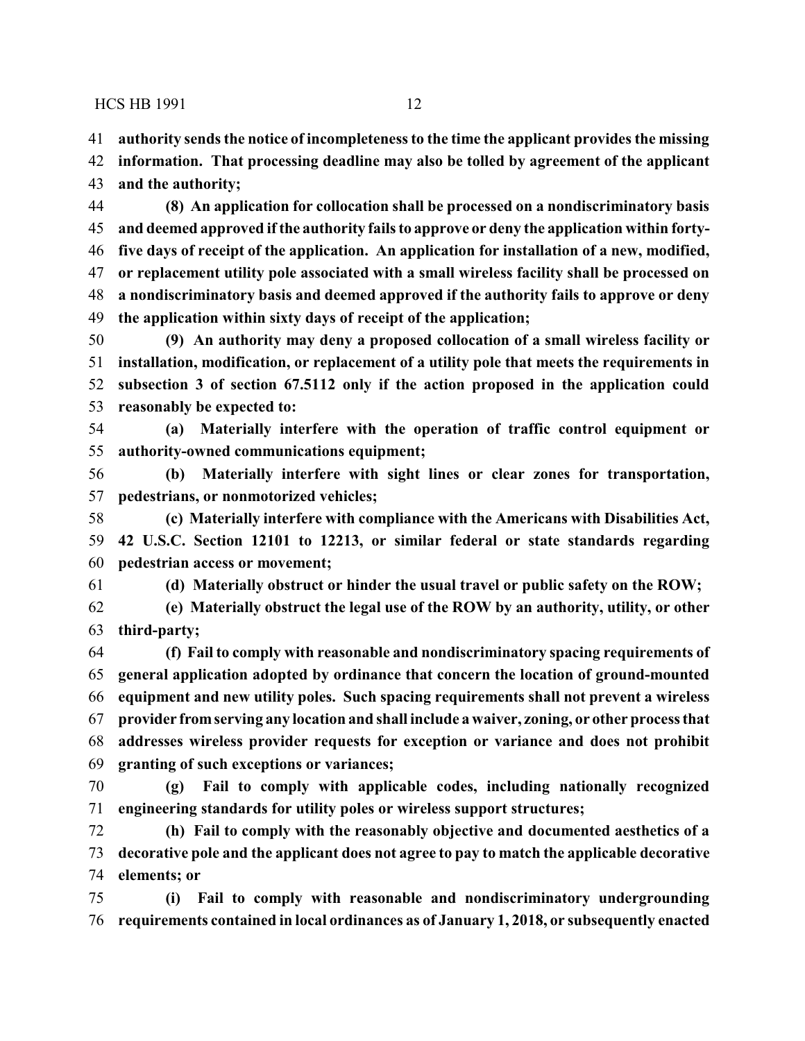**authority sends the notice of incompleteness to the time the applicant provides the missing information. That processing deadline may also be tolled by agreement of the applicant and the authority;**

**(8) An application for collocation shall be processed on a nondiscriminatory basis and deemed approved if the authority fails to approve or deny the application within forty-five days of receipt of the application. An application for installation of a new, modified, or replacement utility pole associated with a small wireless facility shall be processed on a nondiscriminatory basis and deemed approved if the authority fails to approve or deny the application within sixty days of receipt of the application;**

**(9) An authority may deny a proposed collocation of a small wireless facility or installation, modification, or replacement of a utility pole that meets the requirements in subsection 3 of section 67.5112 only if the action proposed in the application could reasonably be expected to:**

**(a) Materially interfere with the operation of traffic control equipment or authority-owned communications equipment;**

**(b) Materially interfere with sight lines or clear zones for transportation, pedestrians, or nonmotorized vehicles;**

**(c) Materially interfere with compliance with the Americans with Disabilities Act, 42 U.S.C. Section 12101 to 12213, or similar federal or state standards regarding pedestrian access or movement;**

**(d) Materially obstruct or hinder the usual travel or public safety on the ROW;**

**(e) Materially obstruct the legal use of the ROW by an authority, utility, or other third-party;**

**(f) Fail to comply with reasonable and nondiscriminatory spacing requirements of general application adopted by ordinance that concern the location of ground-mounted equipment and new utility poles. Such spacing requirements shall not prevent a wireless provider from serving any location and shall include a waiver, zoning, or other process that addresses wireless provider requests for exception or variance and does not prohibit granting of such exceptions or variances;**

**(g) Fail to comply with applicable codes, including nationally recognized engineering standards for utility poles or wireless support structures;**

**(h) Fail to comply with the reasonably objective and documented aesthetics of a decorative pole and the applicant does not agree to pay to match the applicable decorative elements; or**

**(i) Fail to comply with reasonable and nondiscriminatory undergrounding requirements contained in local ordinances as of January 1, 2018, or subsequently enacted**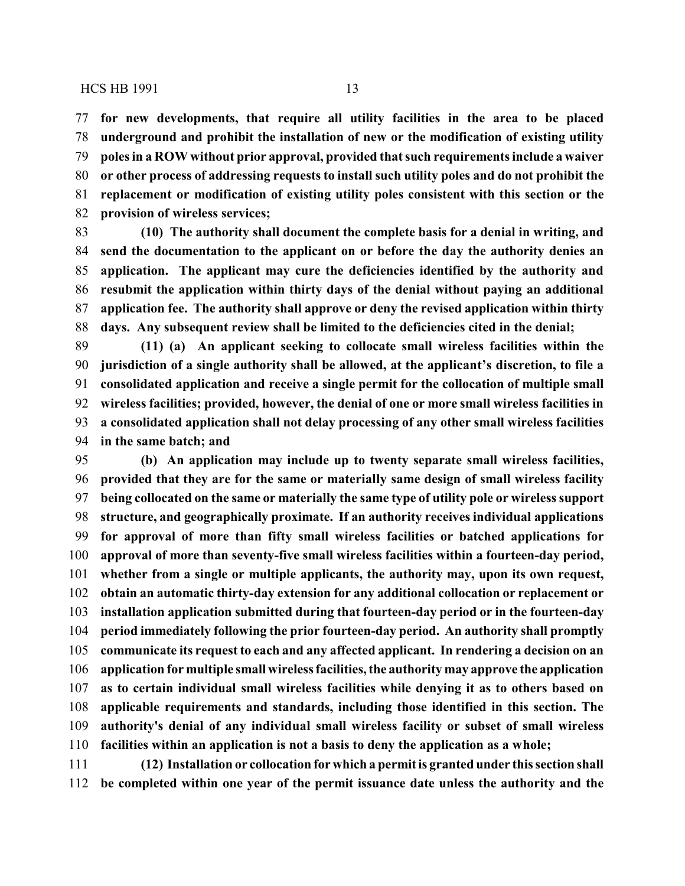**for new developments, that require all utility facilities in the area to be placed underground and prohibit the installation of new or the modification of existing utility poles in a ROW without prior approval, provided that such requirements include a waiver or other process of addressing requests to install such utility poles and do not prohibit the replacement or modification of existing utility poles consistent with this section or the provision of wireless services;**

**(10) The authority shall document the complete basis for a denial in writing, and send the documentation to the applicant on or before the day the authority denies an application. The applicant may cure the deficiencies identified by the authority and resubmit the application within thirty days of the denial without paying an additional application fee. The authority shall approve or deny the revised application within thirty days. Any subsequent review shall be limited to the deficiencies cited in the denial;**

**(11) (a) An applicant seeking to collocate small wireless facilities within the jurisdiction of a single authority shall be allowed, at the applicant's discretion, to file a consolidated application and receive a single permit for the collocation of multiple small wireless facilities; provided, however, the denial of one or more small wireless facilities in a consolidated application shall not delay processing of any other small wireless facilities in the same batch; and**

**(b) An application may include up to twenty separate small wireless facilities, provided that they are for the same or materially same design of small wireless facility being collocated on the same or materially the same type of utility pole or wireless support structure, and geographically proximate. If an authority receives individual applications for approval of more than fifty small wireless facilities or batched applications for approval of more than seventy-five small wireless facilities within a fourteen-day period, whether from a single or multiple applicants, the authority may, upon its own request, obtain an automatic thirty-day extension for any additional collocation or replacement or installation application submitted during that fourteen-day period or in the fourteen-day period immediately following the prior fourteen-day period. An authority shall promptly communicate its request to each and any affected applicant. In rendering a decision on an application for multiple small wireless facilities, the authority may approve the application as to certain individual small wireless facilities while denying it as to others based on applicable requirements and standards, including those identified in this section. The authority's denial of any individual small wireless facility or subset of small wireless facilities within an application is not a basis to deny the application as a whole;**

**(12) Installation or collocation for which a permit is granted under this section shall be completed within one year of the permit issuance date unless the authority and the**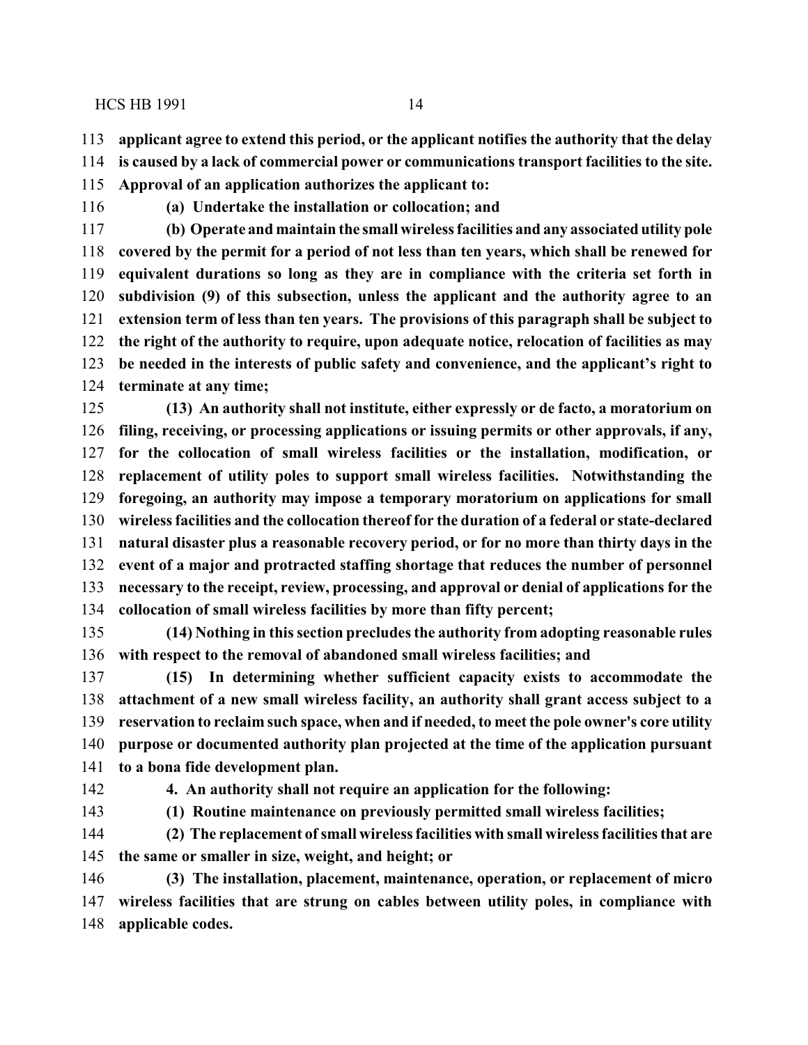**applicant agree to extend this period, or the applicant notifies the authority that the delay is caused by a lack of commercial power or communications transport facilities to the site. Approval of an application authorizes the applicant to:**

**(a) Undertake the installation or collocation; and**

**(b) Operate and maintain the small wireless facilities and any associated utility pole covered by the permit for a period of not less than ten years, which shall be renewed for equivalent durations so long as they are in compliance with the criteria set forth in subdivision (9) of this subsection, unless the applicant and the authority agree to an extension term of less than ten years. The provisions of this paragraph shall be subject to the right of the authority to require, upon adequate notice, relocation of facilities as may be needed in the interests of public safety and convenience, and the applicant's right to terminate at any time;**

**(13) An authority shall not institute, either expressly or de facto, a moratorium on filing, receiving, or processing applications or issuing permits or other approvals, if any, for the collocation of small wireless facilities or the installation, modification, or replacement of utility poles to support small wireless facilities. Notwithstanding the foregoing, an authority may impose a temporary moratorium on applications for small wireless facilities and the collocation thereof for the duration of a federal or state-declared natural disaster plus a reasonable recovery period, or for no more than thirty days in the event of a major and protracted staffing shortage that reduces the number of personnel necessary to the receipt, review, processing, and approval or denial of applications for the collocation of small wireless facilities by more than fifty percent;**

**(14) Nothing in this section precludes the authority from adopting reasonable rules with respect to the removal of abandoned small wireless facilities; and**

**(15) In determining whether sufficient capacity exists to accommodate the attachment of a new small wireless facility, an authority shall grant access subject to a reservation to reclaim such space, when and if needed, to meet the pole owner's core utility purpose or documented authority plan projected at the time of the application pursuant to a bona fide development plan.**

**4. An authority shall not require an application for the following:**

**(1) Routine maintenance on previously permitted small wireless facilities;**

**(2) The replacement of small wireless facilities with small wireless facilities that are the same or smaller in size, weight, and height; or**

**(3) The installation, placement, maintenance, operation, or replacement of micro wireless facilities that are strung on cables between utility poles, in compliance with applicable codes.**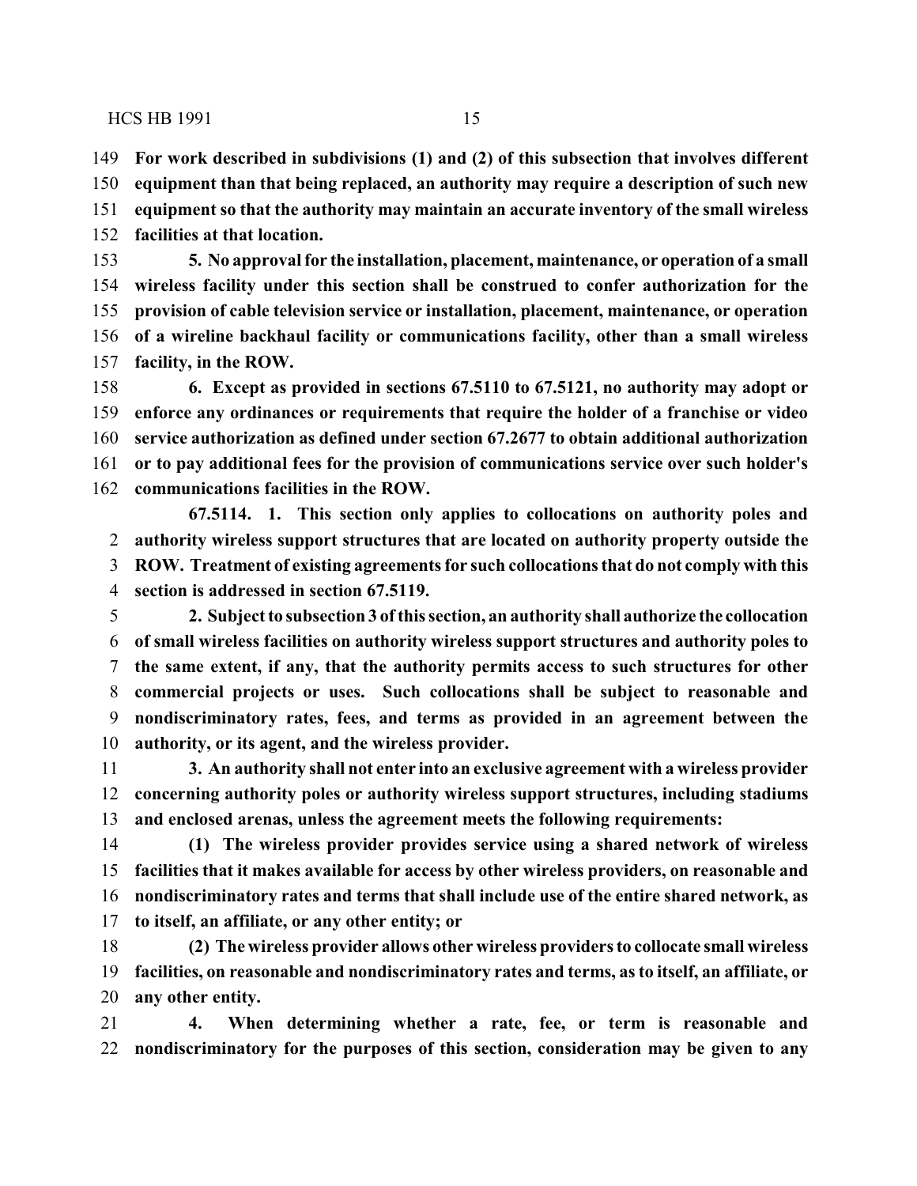**For work described in subdivisions (1) and (2) of this subsection that involves different equipment than that being replaced, an authority may require a description of such new equipment so that the authority may maintain an accurate inventory of the small wireless facilities at that location.**

**5. No approval for the installation, placement, maintenance, or operation of a small wireless facility under this section shall be construed to confer authorization for the provision of cable television service or installation, placement, maintenance, or operation of a wireline backhaul facility or communications facility, other than a small wireless facility, in the ROW.**

**6. Except as provided in sections 67.5110 to 67.5121, no authority may adopt or enforce any ordinances or requirements that require the holder of a franchise or video service authorization as defined under section 67.2677 to obtain additional authorization or to pay additional fees for the provision of communications service over such holder's communications facilities in the ROW.**

**67.5114. 1. This section only applies to collocations on authority poles and authority wireless support structures that are located on authority property outside the ROW. Treatment of existing agreements for such collocations that do not comply with this section is addressed in section 67.5119.**

**2. Subject to subsection 3 of this section, an authority shall authorize the collocation of small wireless facilities on authority wireless support structures and authority poles to the same extent, if any, that the authority permits access to such structures for other commercial projects or uses. Such collocations shall be subject to reasonable and nondiscriminatory rates, fees, and terms as provided in an agreement between the authority, or its agent, and the wireless provider.**

**3. An authority shall not enter into an exclusive agreement with a wireless provider concerning authority poles or authority wireless support structures, including stadiums and enclosed arenas, unless the agreement meets the following requirements:**

**(1) The wireless provider provides service using a shared network of wireless facilities that it makes available for access by other wireless providers, on reasonable and nondiscriminatory rates and terms that shall include use of the entire shared network, as to itself, an affiliate, or any other entity; or**

**(2) The wireless provider allows other wireless providers to collocate small wireless facilities, on reasonable and nondiscriminatory rates and terms, as to itself, an affiliate, or any other entity.**

**4. When determining whether a rate, fee, or term is reasonable and nondiscriminatory for the purposes of this section, consideration may be given to any**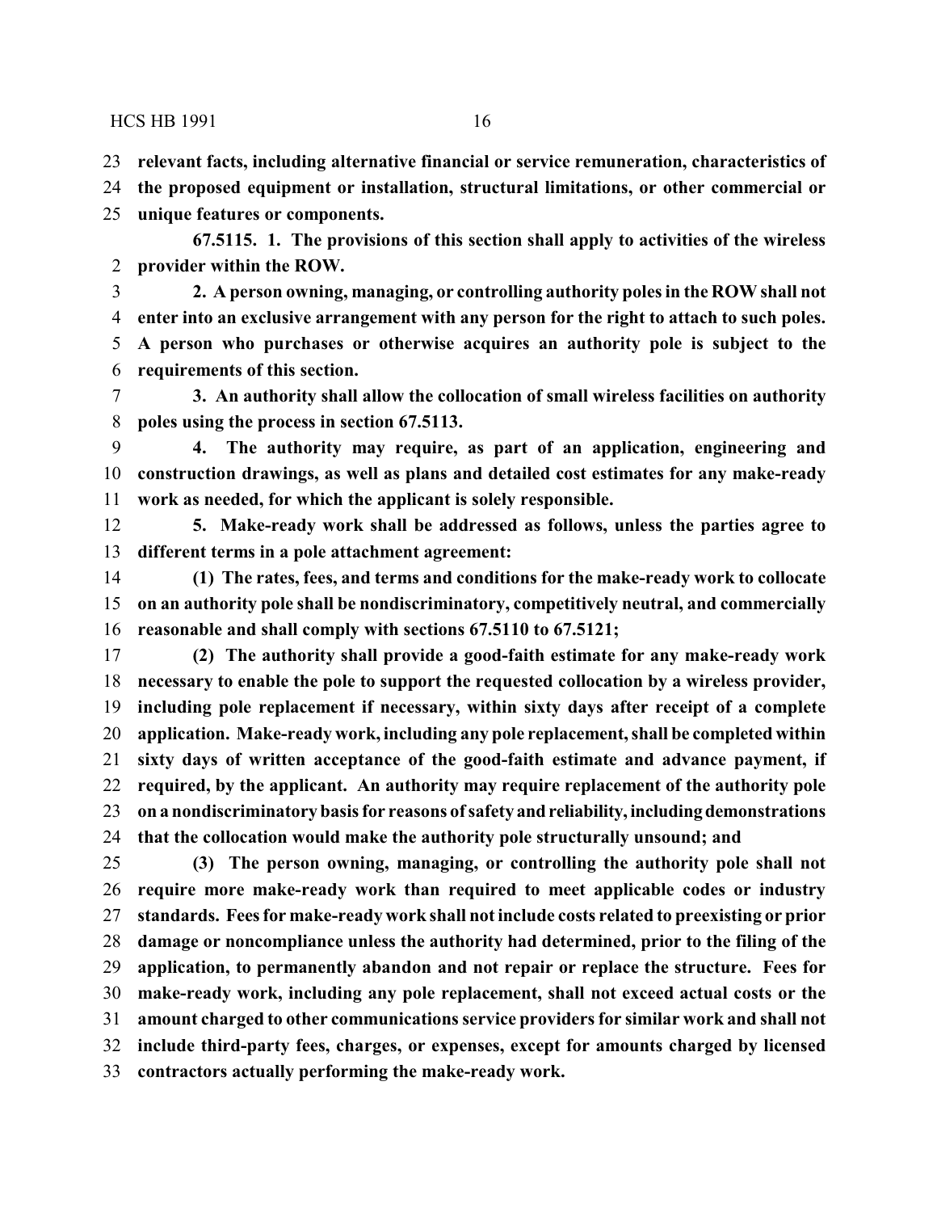**relevant facts, including alternative financial or service remuneration, characteristics of the proposed equipment or installation, structural limitations, or other commercial or unique features or components.**

**67.5115. 1. The provisions of this section shall apply to activities of the wireless provider within the ROW.**

**2. A person owning, managing, or controlling authority poles in the ROW shall not enter into an exclusive arrangement with any person for the right to attach to such poles. A person who purchases or otherwise acquires an authority pole is subject to the requirements of this section.**

**3. An authority shall allow the collocation of small wireless facilities on authority poles using the process in section 67.5113.**

**4. The authority may require, as part of an application, engineering and construction drawings, as well as plans and detailed cost estimates for any make-ready work as needed, for which the applicant is solely responsible.**

**5. Make-ready work shall be addressed as follows, unless the parties agree to different terms in a pole attachment agreement:**

**(1) The rates, fees, and terms and conditions for the make-ready work to collocate on an authority pole shall be nondiscriminatory, competitively neutral, and commercially reasonable and shall comply with sections 67.5110 to 67.5121;**

**(2) The authority shall provide a good-faith estimate for any make-ready work necessary to enable the pole to support the requested collocation by a wireless provider, including pole replacement if necessary, within sixty days after receipt of a complete application. Make-ready work, including any pole replacement, shall be completed within sixty days of written acceptance of the good-faith estimate and advance payment, if required, by the applicant. An authority may require replacement of the authority pole on a nondiscriminatory basis for reasons of safety and reliability, including demonstrations that the collocation would make the authority pole structurally unsound; and**

**(3) The person owning, managing, or controlling the authority pole shall not require more make-ready work than required to meet applicable codes or industry standards. Fees for make-ready work shall not include costs related to preexisting or prior damage or noncompliance unless the authority had determined, prior to the filing of the application, to permanently abandon and not repair or replace the structure. Fees for make-ready work, including any pole replacement, shall not exceed actual costs or the amount charged to other communications service providers for similar work and shall not include third-party fees, charges, or expenses, except for amounts charged by licensed contractors actually performing the make-ready work.**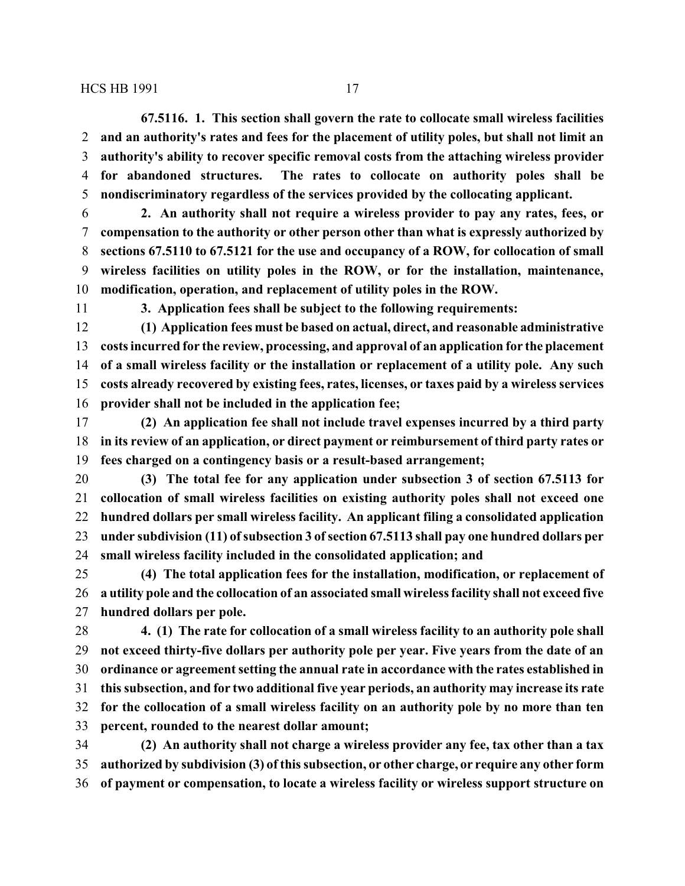**67.5116. 1. This section shall govern the rate to collocate small wireless facilities and an authority's rates and fees for the placement of utility poles, but shall not limit an authority's ability to recover specific removal costs from the attaching wireless provider for abandoned structures. The rates to collocate on authority poles shall be nondiscriminatory regardless of the services provided by the collocating applicant.**

**2. An authority shall not require a wireless provider to pay any rates, fees, or compensation to the authority or other person other than what is expressly authorized by sections 67.5110 to 67.5121 for the use and occupancy of a ROW, for collocation of small wireless facilities on utility poles in the ROW, or for the installation, maintenance, modification, operation, and replacement of utility poles in the ROW.**

**3. Application fees shall be subject to the following requirements:**

**(1) Application fees must be based on actual, direct, and reasonable administrative costs incurred for the review, processing, and approval of an application for the placement of a small wireless facility or the installation or replacement of a utility pole. Any such costs already recovered by existing fees, rates, licenses, or taxes paid by a wireless services provider shall not be included in the application fee;**

**(2) An application fee shall not include travel expenses incurred by a third party in its review of an application, or direct payment or reimbursement of third party rates or fees charged on a contingency basis or a result-based arrangement;**

**(3) The total fee for any application under subsection 3 of section 67.5113 for collocation of small wireless facilities on existing authority poles shall not exceed one hundred dollars per small wireless facility. An applicant filing a consolidated application under subdivision (11) of subsection 3 of section 67.5113 shall pay one hundred dollars per small wireless facility included in the consolidated application; and**

**(4) The total application fees for the installation, modification, or replacement of a utility pole and the collocation of an associated small wireless facility shall not exceed five hundred dollars per pole.**

**4. (1) The rate for collocation of a small wireless facility to an authority pole shall not exceed thirty-five dollars per authority pole per year. Five years from the date of an ordinance or agreement setting the annual rate in accordance with the rates established in this subsection, and for two additional five year periods, an authority may increase its rate for the collocation of a small wireless facility on an authority pole by no more than ten percent, rounded to the nearest dollar amount;**

**(2) An authority shall not charge a wireless provider any fee, tax other than a tax authorized by subdivision (3) of this subsection, or other charge, or require any other form of payment or compensation, to locate a wireless facility or wireless support structure on**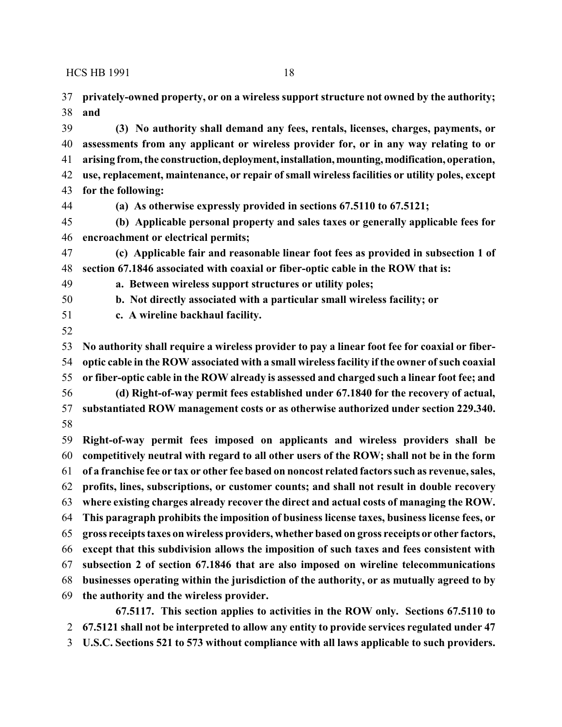**privately-owned property, or on a wireless support structure not owned by the authority; and**

**(3) No authority shall demand any fees, rentals, licenses, charges, payments, or assessments from any applicant or wireless provider for, or in any way relating to or arising from, the construction, deployment, installation, mounting, modification, operation, use, replacement, maintenance, or repair of small wireless facilities or utility poles, except for the following:**

**(a) As otherwise expressly provided in sections 67.5110 to 67.5121;**

**(b) Applicable personal property and sales taxes or generally applicable fees for encroachment or electrical permits;**

**(c) Applicable fair and reasonable linear foot fees as provided in subsection 1 of section 67.1846 associated with coaxial or fiber-optic cable in the ROW that is:**

**a. Between wireless support structures or utility poles;**

**b. Not directly associated with a particular small wireless facility; or**

**c. A wireline backhaul facility.**

**No authority shall require a wireless provider to pay a linear foot fee for coaxial or fiber-optic cable in the ROW associated with a small wireless facility if the owner of such coaxial or fiber-optic cable in the ROW already is assessed and charged such a linear foot fee; and**

**(d) Right-of-way permit fees established under 67.1840 for the recovery of actual, substantiated ROW management costs or as otherwise authorized under section 229.340.**

**Right-of-way permit fees imposed on applicants and wireless providers shall be competitively neutral with regard to all other users of the ROW; shall not be in the form of a franchise fee or tax or other fee based on noncost related factors such as revenue, sales, profits, lines, subscriptions, or customer counts; and shall not result in double recovery where existing charges already recover the direct and actual costs of managing the ROW. This paragraph prohibits the imposition of business license taxes, business license fees, or gross receipts taxes on wireless providers, whether based on gross receipts or other factors, except that this subdivision allows the imposition of such taxes and fees consistent with subsection 2 of section 67.1846 that are also imposed on wireline telecommunications businesses operating within the jurisdiction of the authority, or as mutually agreed to by the authority and the wireless provider.**

**67.5117. This section applies to activities in the ROW only. Sections 67.5110 to 67.5121 shall not be interpreted to allow any entity to provide services regulated under 47 U.S.C. Sections 521 to 573 without compliance with all laws applicable to such providers.**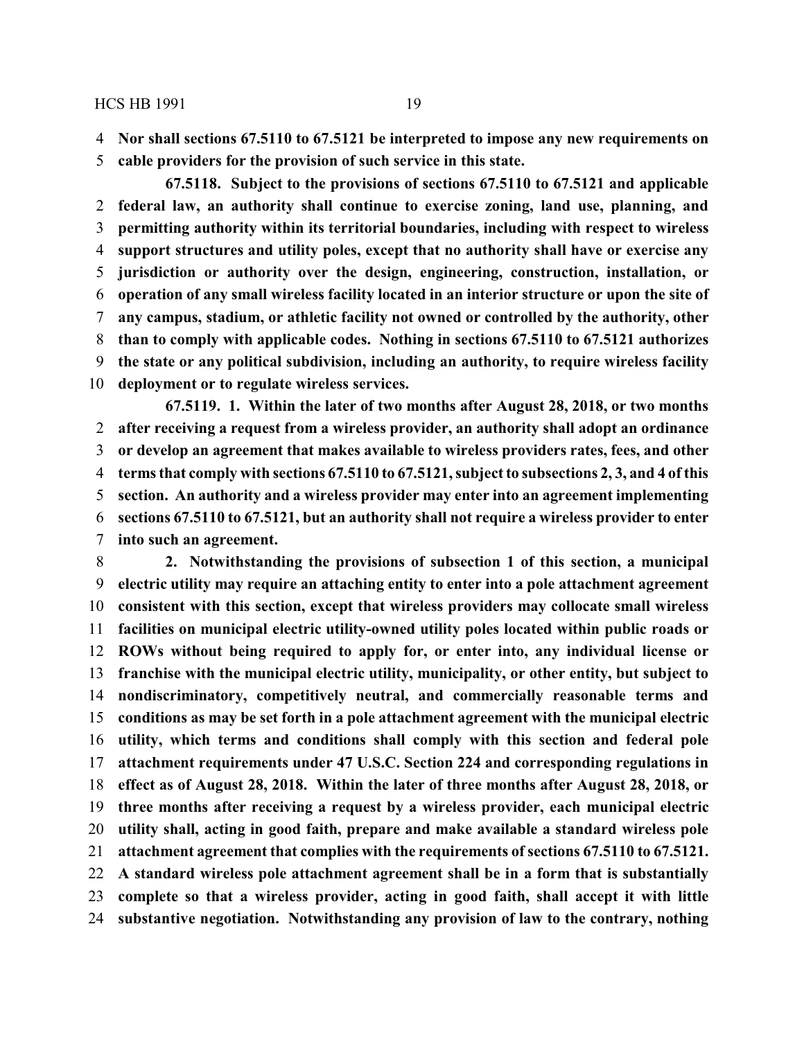**Nor shall sections 67.5110 to 67.5121 be interpreted to impose any new requirements on cable providers for the provision of such service in this state.**

**67.5118. Subject to the provisions of sections 67.5110 to 67.5121 and applicable federal law, an authority shall continue to exercise zoning, land use, planning, and permitting authority within its territorial boundaries, including with respect to wireless support structures and utility poles, except that no authority shall have or exercise any jurisdiction or authority over the design, engineering, construction, installation, or operation of any small wireless facility located in an interior structure or upon the site of any campus, stadium, or athletic facility not owned or controlled by the authority, other than to comply with applicable codes. Nothing in sections 67.5110 to 67.5121 authorizes the state or any political subdivision, including an authority, to require wireless facility deployment or to regulate wireless services.**

**67.5119. 1. Within the later of two months after August 28, 2018, or two months after receiving a request from a wireless provider, an authority shall adopt an ordinance or develop an agreement that makes available to wireless providers rates, fees, and other terms that comply with sections 67.5110 to 67.5121, subject to subsections 2, 3, and 4 of this section. An authority and a wireless provider may enter into an agreement implementing sections 67.5110 to 67.5121, but an authority shall not require a wireless provider to enter into such an agreement.**

**2. Notwithstanding the provisions of subsection 1 of this section, a municipal electric utility may require an attaching entity to enter into a pole attachment agreement consistent with this section, except that wireless providers may collocate small wireless facilities on municipal electric utility-owned utility poles located within public roads or ROWs without being required to apply for, or enter into, any individual license or franchise with the municipal electric utility, municipality, or other entity, but subject to nondiscriminatory, competitively neutral, and commercially reasonable terms and conditions as may be set forth in a pole attachment agreement with the municipal electric utility, which terms and conditions shall comply with this section and federal pole attachment requirements under 47 U.S.C. Section 224 and corresponding regulations in effect as of August 28, 2018. Within the later of three months after August 28, 2018, or three months after receiving a request by a wireless provider, each municipal electric utility shall, acting in good faith, prepare and make available a standard wireless pole attachment agreement that complies with the requirements of sections 67.5110 to 67.5121. A standard wireless pole attachment agreement shall be in a form that is substantially complete so that a wireless provider, acting in good faith, shall accept it with little substantive negotiation. Notwithstanding any provision of law to the contrary, nothing**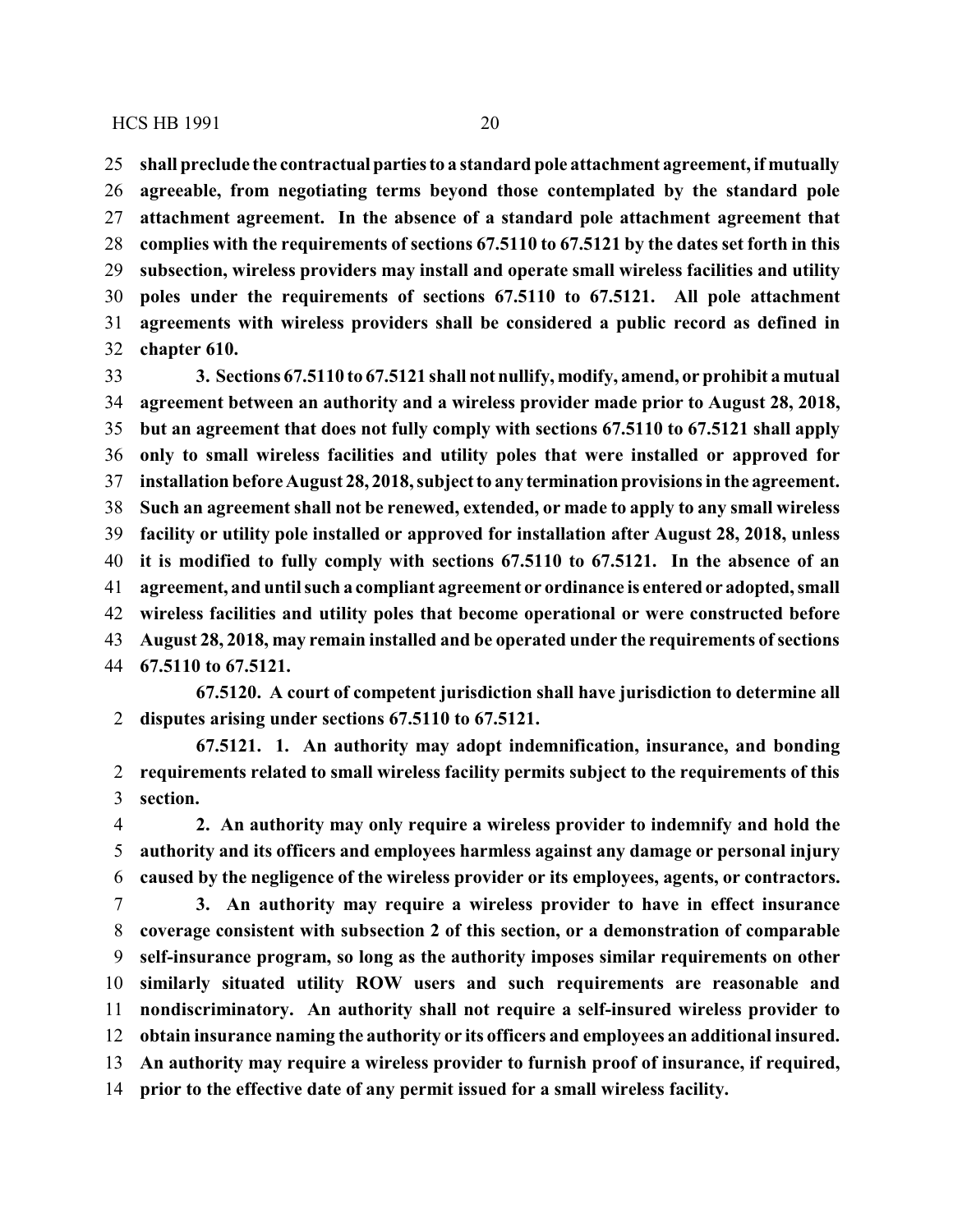**shall preclude the contractual parties to a standard pole attachment agreement, if mutually agreeable, from negotiating terms beyond those contemplated by the standard pole attachment agreement. In the absence of a standard pole attachment agreement that complies with the requirements of sections 67.5110 to 67.5121 by the dates set forth in this subsection, wireless providers may install and operate small wireless facilities and utility poles under the requirements of sections 67.5110 to 67.5121. All pole attachment agreements with wireless providers shall be considered a public record as defined in chapter 610.**

**3. Sections 67.5110 to 67.5121 shall not nullify, modify, amend, or prohibit a mutual agreement between an authority and a wireless provider made prior to August 28, 2018, but an agreement that does not fully comply with sections 67.5110 to 67.5121 shall apply only to small wireless facilities and utility poles that were installed or approved for installation before August 28, 2018, subject to any termination provisions in the agreement. Such an agreement shall not be renewed, extended, or made to apply to any small wireless facility or utility pole installed or approved for installation after August 28, 2018, unless it is modified to fully comply with sections 67.5110 to 67.5121. In the absence of an agreement, and until such a compliant agreement or ordinance is entered or adopted, small wireless facilities and utility poles that become operational or were constructed before August 28, 2018, may remain installed and be operated under the requirements of sections 67.5110 to 67.5121.**

**67.5120. A court of competent jurisdiction shall have jurisdiction to determine all disputes arising under sections 67.5110 to 67.5121.**

**67.5121. 1. An authority may adopt indemnification, insurance, and bonding requirements related to small wireless facility permits subject to the requirements of this section.**

**2. An authority may only require a wireless provider to indemnify and hold the authority and its officers and employees harmless against any damage or personal injury caused by the negligence of the wireless provider or its employees, agents, or contractors.**

**3. An authority may require a wireless provider to have in effect insurance coverage consistent with subsection 2 of this section, or a demonstration of comparable self-insurance program, so long as the authority imposes similar requirements on other similarly situated utility ROW users and such requirements are reasonable and nondiscriminatory. An authority shall not require a self-insured wireless provider to obtain insurance naming the authority or its officers and employees an additional insured. An authority may require a wireless provider to furnish proof of insurance, if required, prior to the effective date of any permit issued for a small wireless facility.**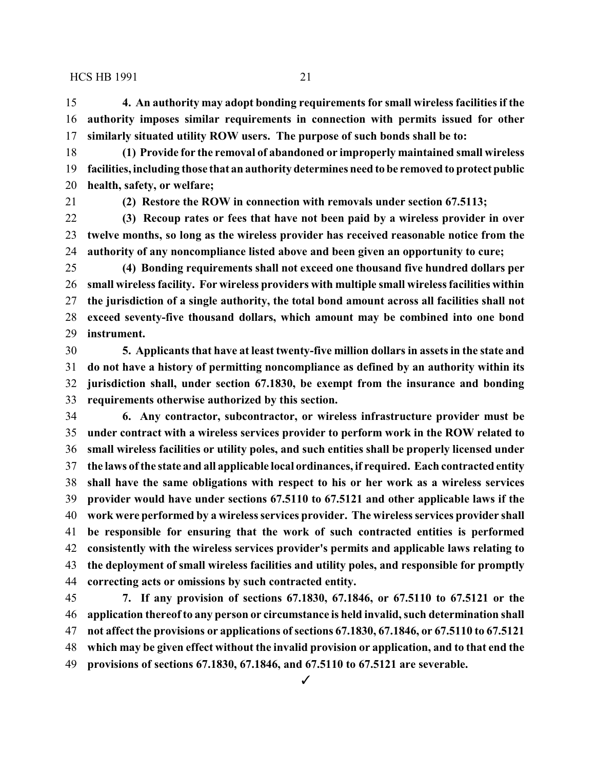**4. An authority may adopt bonding requirements for small wireless facilities if the authority imposes similar requirements in connection with permits issued for other similarly situated utility ROW users. The purpose of such bonds shall be to:**

**(1) Provide for the removal of abandoned or improperly maintained small wireless facilities, including those that an authority determines need to be removed to protect public health, safety, or welfare;**

**(2) Restore the ROW in connection with removals under section 67.5113;**

**(3) Recoup rates or fees that have not been paid by a wireless provider in over twelve months, so long as the wireless provider has received reasonable notice from the authority of any noncompliance listed above and been given an opportunity to cure;**

**(4) Bonding requirements shall not exceed one thousand five hundred dollars per small wireless facility. For wireless providers with multiple small wireless facilities within the jurisdiction of a single authority, the total bond amount across all facilities shall not exceed seventy-five thousand dollars, which amount may be combined into one bond instrument.**

**5. Applicants that have at least twenty-five million dollars in assets in the state and do not have a history of permitting noncompliance as defined by an authority within its jurisdiction shall, under section 67.1830, be exempt from the insurance and bonding requirements otherwise authorized by this section.**

**6. Any contractor, subcontractor, or wireless infrastructure provider must be under contract with a wireless services provider to perform work in the ROW related to small wireless facilities or utility poles, and such entities shall be properly licensed under the laws of the state and all applicable local ordinances, if required. Each contracted entity shall have the same obligations with respect to his or her work as a wireless services provider would have under sections 67.5110 to 67.5121 and other applicable laws if the work were performed by a wireless services provider. The wireless services provider shall be responsible for ensuring that the work of such contracted entities is performed consistently with the wireless services provider's permits and applicable laws relating to the deployment of small wireless facilities and utility poles, and responsible for promptly correcting acts or omissions by such contracted entity.**

**7. If any provision of sections 67.1830, 67.1846, or 67.5110 to 67.5121 or the application thereof to any person or circumstance is held invalid, such determination shall not affect the provisions or applications of sections 67.1830, 67.1846, or 67.5110 to 67.5121 which may be given effect without the invalid provision or application, and to that end the provisions of sections 67.1830, 67.1846, and 67.5110 to 67.5121 are severable.**

✓